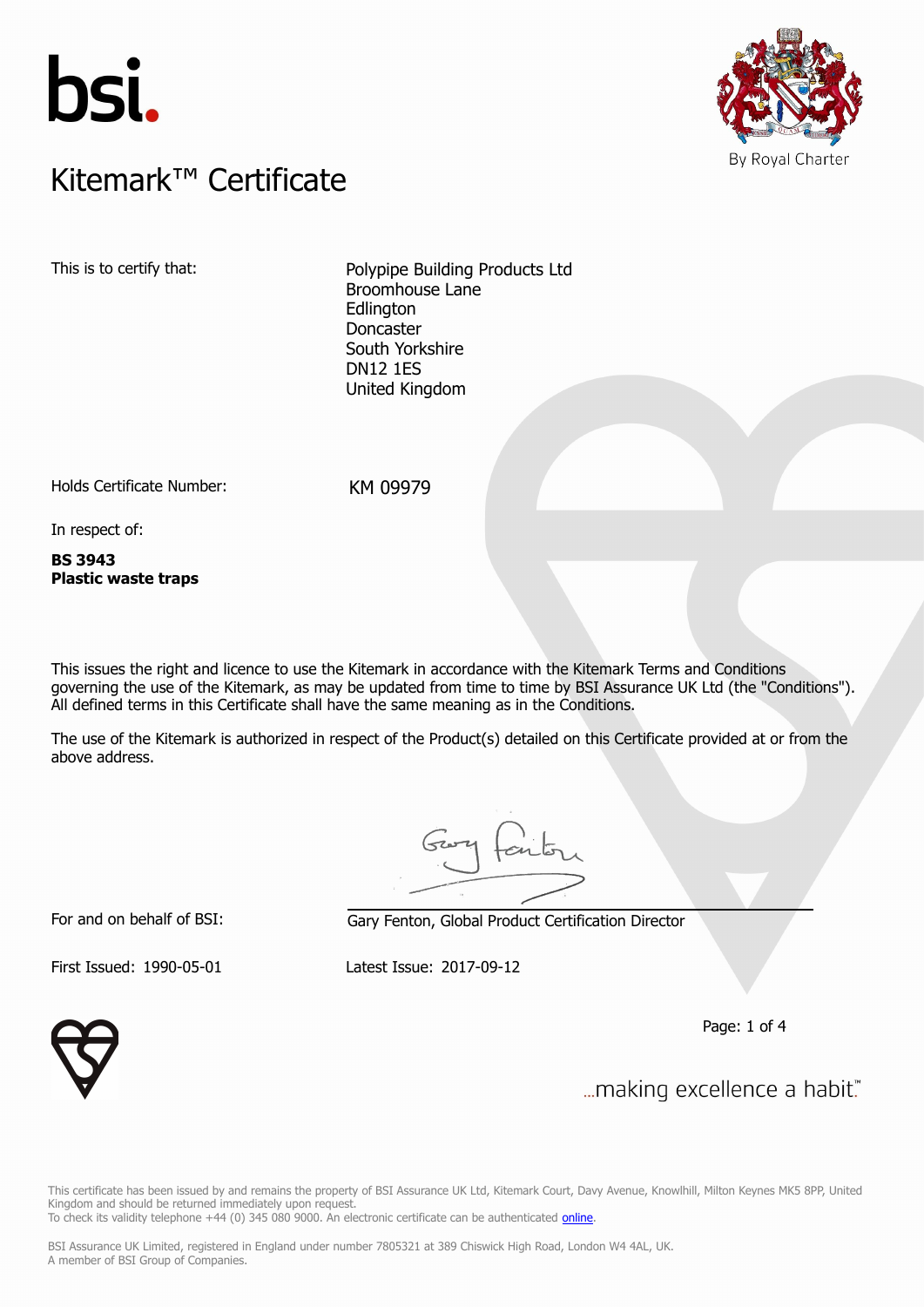bsi.

# Kitemark™ Certificate

By Royal Charter

This is to certify that:

Polypipe Building Products Ltd
Broomhouse Lane
Edlington
Doncaster
South Yorkshire
DN12 1ES
United Kingdom

Holds Certificate Number: KM 09979

In respect of:

**BS 3943**
**Plastic waste traps**

This issues the right and licence to use the Kitemark in accordance with the Kitemark Terms and Conditions governing the use of the Kitemark, as may be updated from time to time by BSI Assurance UK Ltd (the "Conditions"). All defined terms in this Certificate shall have the same meaning as in the Conditions.

The use of the Kitemark is authorized in respect of the Product(s) detailed on this Certificate provided at or from the above address.

For and on behalf of BSI: Gary Fenton, Global Product Certification Director

First Issued: 1990-05-01 Latest Issue: 2017-09-12

...making excellence a habit.™

This certificate has been issued by and remains the property of BSI Assurance UK Ltd, Kitemark Court, Davy Avenue, Knowlhill, Milton Keynes MK5 8PP, United Kingdom and should be returned immediately upon request.
To check its validity telephone +44 (0) 345 080 9000. An electronic certificate can be authenticated online.

BSI Assurance UK Limited, registered in England under number 7805321 at 389 Chiswick High Road, London W4 4AL, UK.
A member of BSI Group of Companies.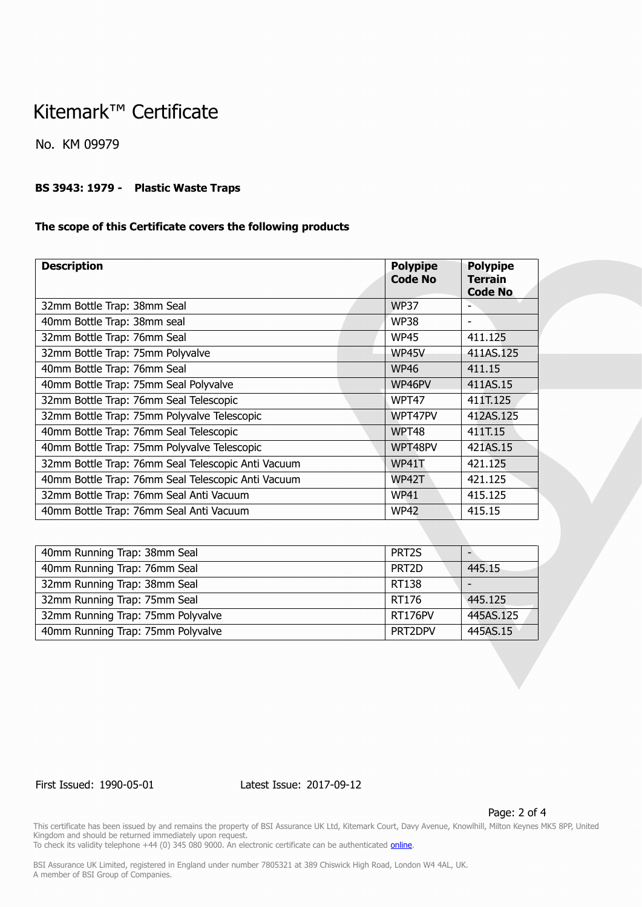# Kitemark™ Certificate

No. KM 09979

**BS 3943: 1979 - Plastic Waste Traps**

**The scope of this Certificate covers the following products**

| **Description** | **Polypipe Code No** | **Polypipe Terrain Code No** |
|---|---|---|
| 32mm Bottle Trap: 38mm Seal | WP37 | - |
| 40mm Bottle Trap: 38mm seal | WP38 | - |
| 32mm Bottle Trap: 76mm Seal | WP45 | 411.125 |
| 32mm Bottle Trap: 75mm Polyvalve | WP45V | 411AS.125 |
| 40mm Bottle Trap: 76mm Seal | WP46 | 411.15 |
| 40mm Bottle Trap: 75mm Seal Polyvalve | WP46PV | 411AS.15 |
| 32mm Bottle Trap: 76mm Seal Telescopic | WPT47 | 411T.125 |
| 32mm Bottle Trap: 75mm Polyvalve Telescopic | WPT47PV | 412AS.125 |
| 40mm Bottle Trap: 76mm Seal Telescopic | WPT48 | 411T.15 |
| 40mm Bottle Trap: 75mm Polyvalve Telescopic | WPT48PV | 421AS.15 |
| 32mm Bottle Trap: 76mm Seal Telescopic Anti Vacuum | WP41T | 421.125 |
| 40mm Bottle Trap: 76mm Seal Telescopic Anti Vacuum | WP42T | 421.125 |
| 32mm Bottle Trap: 76mm Seal Anti Vacuum | WP41 | 415.125 |
| 40mm Bottle Trap: 76mm Seal Anti Vacuum | WP42 | 415.15 |

| | | |
|---|---|---|
| 40mm Running Trap: 38mm Seal | PRT2S | - |
| 40mm Running Trap: 76mm Seal | PRT2D | 445.15 |
| 32mm Running Trap: 38mm Seal | RT138 | - |
| 32mm Running Trap: 75mm Seal | RT176 | 445.125 |
| 32mm Running Trap: 75mm Polyvalve | RT176PV | 445AS.125 |
| 40mm Running Trap: 75mm Polyvalve | PRT2DPV | 445AS.15 |

First Issued: 1990-05-01 Latest Issue: 2017-09-12

This certificate has been issued by and remains the property of BSI Assurance UK Ltd, Kitemark Court, Davy Avenue, Knowlhill, Milton Keynes MK5 8PP, United Kingdom and should be returned immediately upon request.
To check its validity telephone +44 (0) 345 080 9000. An electronic certificate can be authenticated online.

BSI Assurance UK Limited, registered in England under number 7805321 at 389 Chiswick High Road, London W4 4AL, UK.
A member of BSI Group of Companies.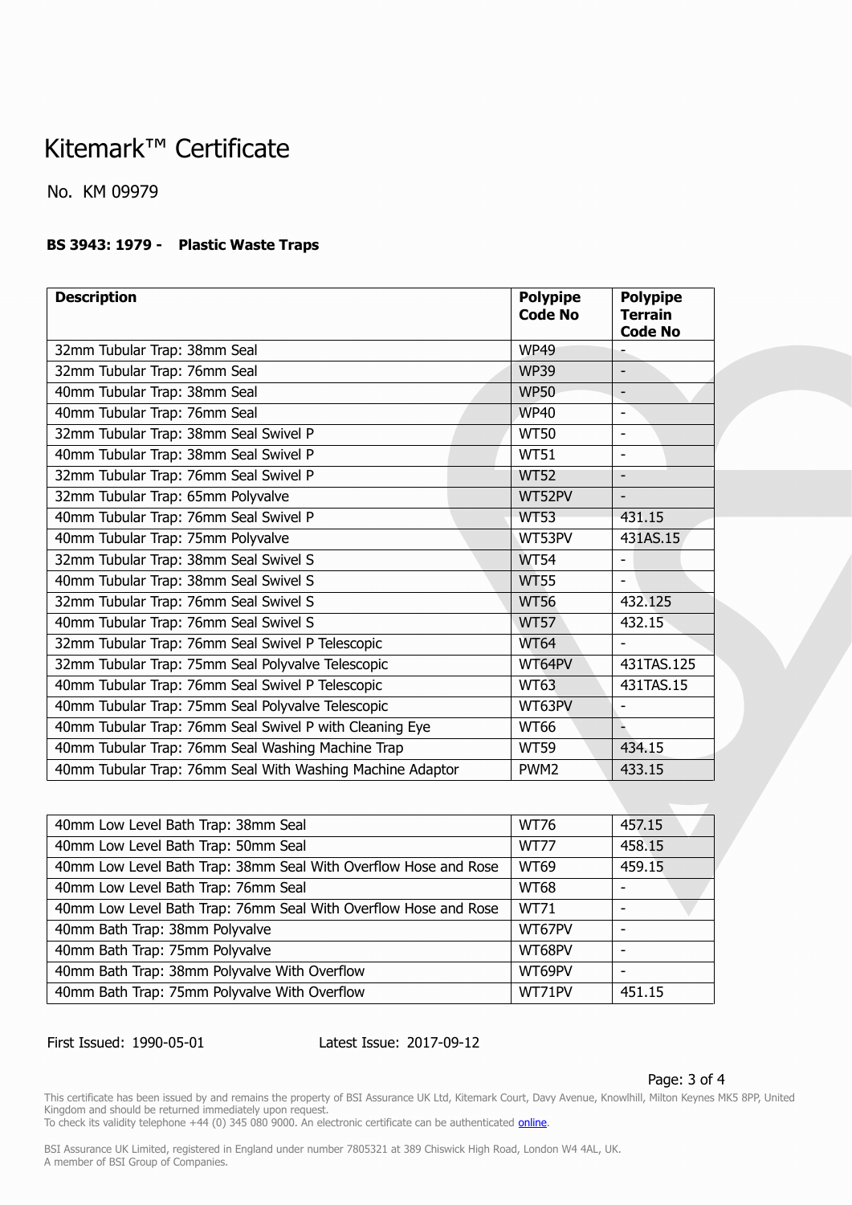# Kitemark™ Certificate

No. KM 09979

**BS 3943: 1979 - Plastic Waste Traps**

| Description | Polypipe Code No | Polypipe Terrain Code No |
|---|---|---|
| 32mm Tubular Trap: 38mm Seal | WP49 | - |
| 32mm Tubular Trap: 76mm Seal | WP39 | - |
| 40mm Tubular Trap: 38mm Seal | WP50 | - |
| 40mm Tubular Trap: 76mm Seal | WP40 | - |
| 32mm Tubular Trap: 38mm Seal Swivel P | WT50 | - |
| 40mm Tubular Trap: 38mm Seal Swivel P | WT51 | - |
| 32mm Tubular Trap: 76mm Seal Swivel P | WT52 | - |
| 32mm Tubular Trap: 65mm Polyvalve | WT52PV | - |
| 40mm Tubular Trap: 76mm Seal Swivel P | WT53 | 431.15 |
| 40mm Tubular Trap: 75mm Polyvalve | WT53PV | 431AS.15 |
| 32mm Tubular Trap: 38mm Seal Swivel S | WT54 | - |
| 40mm Tubular Trap: 38mm Seal Swivel S | WT55 | - |
| 32mm Tubular Trap: 76mm Seal Swivel S | WT56 | 432.125 |
| 40mm Tubular Trap: 76mm Seal Swivel S | WT57 | 432.15 |
| 32mm Tubular Trap: 76mm Seal Swivel P Telescopic | WT64 | - |
| 32mm Tubular Trap: 75mm Seal Polyvalve Telescopic | WT64PV | 431TAS.125 |
| 40mm Tubular Trap: 76mm Seal Swivel P Telescopic | WT63 | 431TAS.15 |
| 40mm Tubular Trap: 75mm Seal Polyvalve Telescopic | WT63PV | - |
| 40mm Tubular Trap: 76mm Seal Swivel P with Cleaning Eye | WT66 | - |
| 40mm Tubular Trap: 76mm Seal Washing Machine Trap | WT59 | 434.15 |
| 40mm Tubular Trap: 76mm Seal With Washing Machine Adaptor | PWM2 | 433.15 |

| Description | Polypipe Code No | Polypipe Terrain Code No |
|---|---|---|
| 40mm Low Level Bath Trap: 38mm Seal | WT76 | 457.15 |
| 40mm Low Level Bath Trap: 50mm Seal | WT77 | 458.15 |
| 40mm Low Level Bath Trap: 38mm Seal With Overflow Hose and Rose | WT69 | 459.15 |
| 40mm Low Level Bath Trap: 76mm Seal | WT68 | - |
| 40mm Low Level Bath Trap: 76mm Seal With Overflow Hose and Rose | WT71 | - |
| 40mm Bath Trap: 38mm Polyvalve | WT67PV | - |
| 40mm Bath Trap: 75mm Polyvalve | WT68PV | - |
| 40mm Bath Trap: 38mm Polyvalve With Overflow | WT69PV | - |
| 40mm Bath Trap: 75mm Polyvalve With Overflow | WT71PV | 451.15 |

First Issued: 1990-05-01 Latest Issue: 2017-09-12

This certificate has been issued by and remains the property of BSI Assurance UK Ltd, Kitemark Court, Davy Avenue, Knowlhill, Milton Keynes MK5 8PP, United Kingdom and should be returned immediately upon request.
To check its validity telephone +44 (0) 345 080 9000. An electronic certificate can be authenticated online.

BSI Assurance UK Limited, registered in England under number 7805321 at 389 Chiswick High Road, London W4 4AL, UK.
A member of BSI Group of Companies.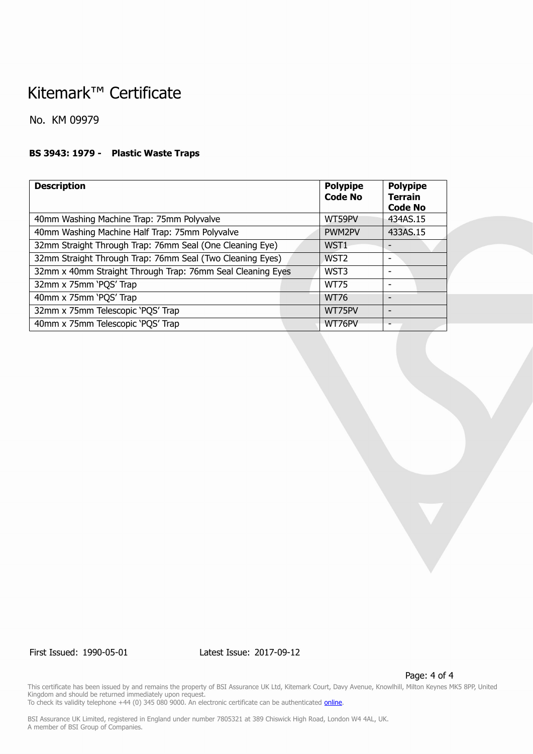# Kitemark™ Certificate

No. KM 09979

**BS 3943: 1979 - Plastic Waste Traps**

| **Description** | **Polypipe Code No** | **Polypipe Terrain Code No** |
|---|---|---|
| 40mm Washing Machine Trap: 75mm Polyvalve | WT59PV | 434AS.15 |
| 40mm Washing Machine Half Trap: 75mm Polyvalve | PWM2PV | 433AS.15 |
| 32mm Straight Through Trap: 76mm Seal (One Cleaning Eye) | WST1 | - |
| 32mm Straight Through Trap: 76mm Seal (Two Cleaning Eyes) | WST2 | - |
| 32mm x 40mm Straight Through Trap: 76mm Seal Cleaning Eyes | WST3 | - |
| 32mm x 75mm 'PQS' Trap | WT75 | - |
| 40mm x 75mm 'PQS' Trap | WT76 | - |
| 32mm x 75mm Telescopic 'PQS' Trap | WT75PV | - |
| 40mm x 75mm Telescopic 'PQS' Trap | WT76PV | - |

First Issued: 1990-05-01 Latest Issue: 2017-09-12

This certificate has been issued by and remains the property of BSI Assurance UK Ltd, Kitemark Court, Davy Avenue, Knowlhill, Milton Keynes MK5 8PP, United Kingdom and should be returned immediately upon request.
To check its validity telephone +44 (0) 345 080 9000. An electronic certificate can be authenticated online.

BSI Assurance UK Limited, registered in England under number 7805321 at 389 Chiswick High Road, London W4 4AL, UK.
A member of BSI Group of Companies.